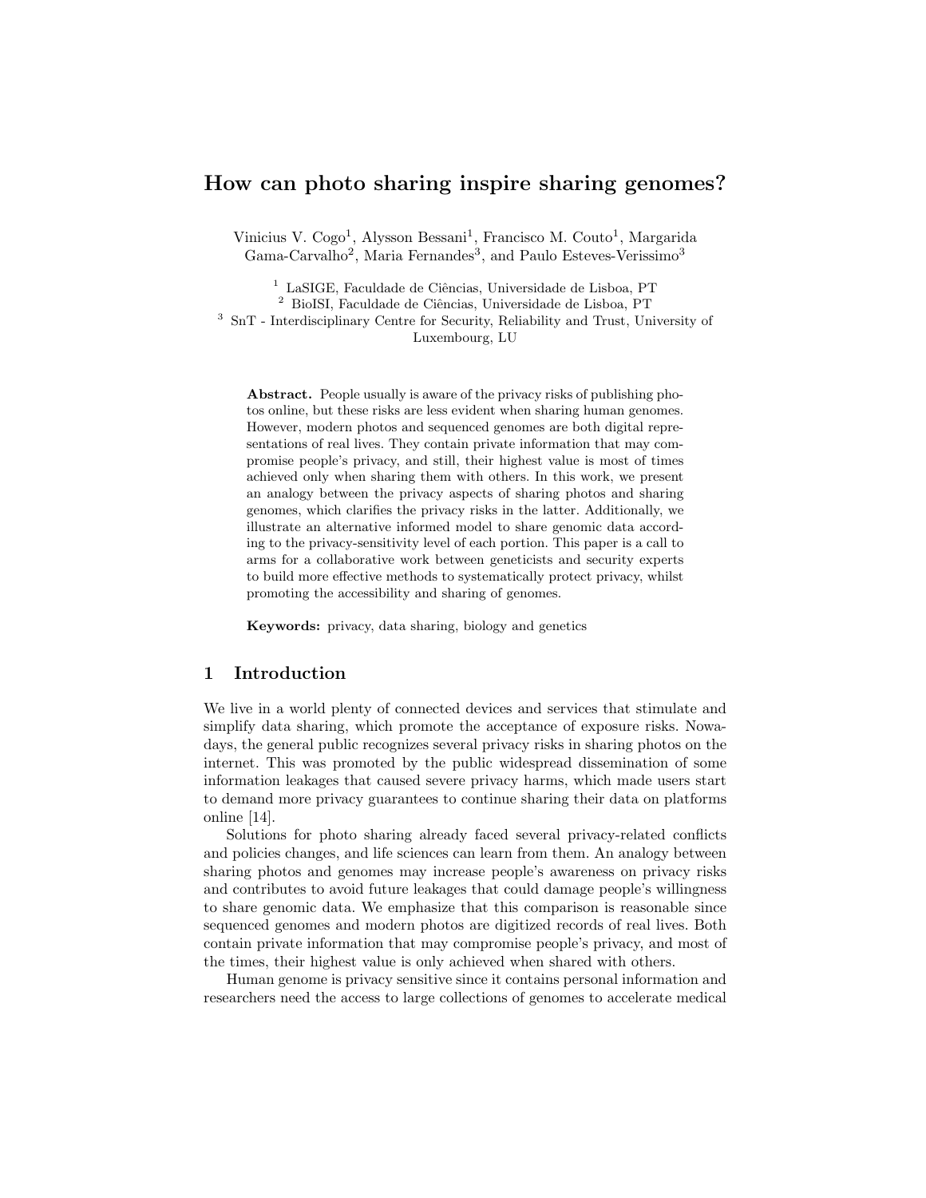# How can photo sharing inspire sharing genomes?

Vinicius V. Cogo[1], Alysson Bessani[1], Francisco M. Couto[1], Margarida Gama-Carvalho[2], Maria Fernandes[3], and Paulo Esteves-Verissimo[3]

[1] LaSIGE, Faculdade de Ciências, Universidade de Lisboa, PT
[2] BioISI, Faculdade de Ciências, Universidade de Lisboa, PT
[3] SnT - Interdisciplinary Centre for Security, Reliability and Trust, University of Luxembourg, LU

**Abstract.** People usually is aware of the privacy risks of publishing photos online, but these risks are less evident when sharing human genomes. However, modern photos and sequenced genomes are both digital representations of real lives. They contain private information that may compromise people's privacy, and still, their highest value is most of times achieved only when sharing them with others. In this work, we present an analogy between the privacy aspects of sharing photos and sharing genomes, which clarifies the privacy risks in the latter. Additionally, we illustrate an alternative informed model to share genomic data according to the privacy-sensitivity level of each portion. This paper is a call to arms for a collaborative work between geneticists and security experts to build more effective methods to systematically protect privacy, whilst promoting the accessibility and sharing of genomes.

**Keywords:** privacy, data sharing, biology and genetics

## 1 Introduction

We live in a world plenty of connected devices and services that stimulate and simplify data sharing, which promote the acceptance of exposure risks. Nowadays, the general public recognizes several privacy risks in sharing photos on the internet. This was promoted by the public widespread dissemination of some information leakages that caused severe privacy harms, which made users start to demand more privacy guarantees to continue sharing their data on platforms online [14].

Solutions for photo sharing already faced several privacy-related conflicts and policies changes, and life sciences can learn from them. An analogy between sharing photos and genomes may increase people's awareness on privacy risks and contributes to avoid future leakages that could damage people's willingness to share genomic data. We emphasize that this comparison is reasonable since sequenced genomes and modern photos are digitized records of real lives. Both contain private information that may compromise people's privacy, and most of the times, their highest value is only achieved when shared with others.

Human genome is privacy sensitive since it contains personal information and researchers need the access to large collections of genomes to accelerate medical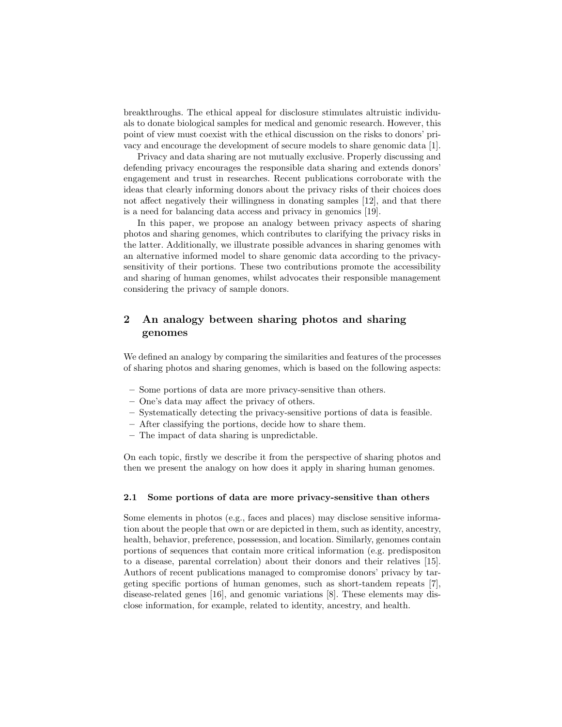breakthroughs. The ethical appeal for disclosure stimulates altruistic individuals to donate biological samples for medical and genomic research. However, this point of view must coexist with the ethical discussion on the risks to donors' privacy and encourage the development of secure models to share genomic data [1].

Privacy and data sharing are not mutually exclusive. Properly discussing and defending privacy encourages the responsible data sharing and extends donors' engagement and trust in researches. Recent publications corroborate with the ideas that clearly informing donors about the privacy risks of their choices does not affect negatively their willingness in donating samples [12], and that there is a need for balancing data access and privacy in genomics [19].

In this paper, we propose an analogy between privacy aspects of sharing photos and sharing genomes, which contributes to clarifying the privacy risks in the latter. Additionally, we illustrate possible advances in sharing genomes with an alternative informed model to share genomic data according to the privacy-sensitivity of their portions. These two contributions promote the accessibility and sharing of human genomes, whilst advocates their responsible management considering the privacy of sample donors.

## 2 An analogy between sharing photos and sharing genomes

We defined an analogy by comparing the similarities and features of the processes of sharing photos and sharing genomes, which is based on the following aspects:

- Some portions of data are more privacy-sensitive than others.
- One's data may affect the privacy of others.
- Systematically detecting the privacy-sensitive portions of data is feasible.
- After classifying the portions, decide how to share them.
- The impact of data sharing is unpredictable.

On each topic, firstly we describe it from the perspective of sharing photos and then we present the analogy on how does it apply in sharing human genomes.

### 2.1 Some portions of data are more privacy-sensitive than others

Some elements in photos (e.g., faces and places) may disclose sensitive information about the people that own or are depicted in them, such as identity, ancestry, health, behavior, preference, possession, and location. Similarly, genomes contain portions of sequences that contain more critical information (e.g. predispositon to a disease, parental correlation) about their donors and their relatives [15]. Authors of recent publications managed to compromise donors' privacy by targeting specific portions of human genomes, such as short-tandem repeats [7], disease-related genes [16], and genomic variations [8]. These elements may disclose information, for example, related to identity, ancestry, and health.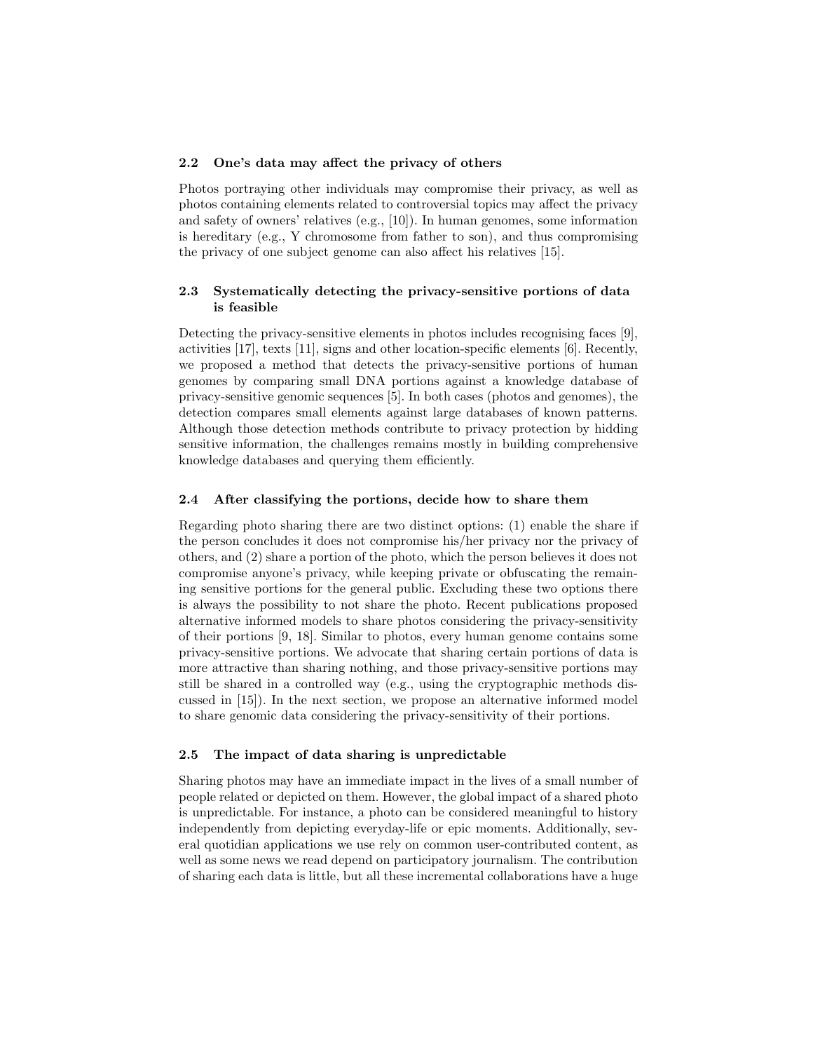### 2.2 One's data may affect the privacy of others

Photos portraying other individuals may compromise their privacy, as well as photos containing elements related to controversial topics may affect the privacy and safety of owners' relatives (e.g., [10]). In human genomes, some information is hereditary (e.g., Y chromosome from father to son), and thus compromising the privacy of one subject genome can also affect his relatives [15].

### 2.3 Systematically detecting the privacy-sensitive portions of data is feasible

Detecting the privacy-sensitive elements in photos includes recognising faces [9], activities [17], texts [11], signs and other location-specific elements [6]. Recently, we proposed a method that detects the privacy-sensitive portions of human genomes by comparing small DNA portions against a knowledge database of privacy-sensitive genomic sequences [5]. In both cases (photos and genomes), the detection compares small elements against large databases of known patterns. Although those detection methods contribute to privacy protection by hidding sensitive information, the challenges remains mostly in building comprehensive knowledge databases and querying them efficiently.

### 2.4 After classifying the portions, decide how to share them

Regarding photo sharing there are two distinct options: (1) enable the share if the person concludes it does not compromise his/her privacy nor the privacy of others, and (2) share a portion of the photo, which the person believes it does not compromise anyone's privacy, while keeping private or obfuscating the remaining sensitive portions for the general public. Excluding these two options there is always the possibility to not share the photo. Recent publications proposed alternative informed models to share photos considering the privacy-sensitivity of their portions [9, 18]. Similar to photos, every human genome contains some privacy-sensitive portions. We advocate that sharing certain portions of data is more attractive than sharing nothing, and those privacy-sensitive portions may still be shared in a controlled way (e.g., using the cryptographic methods discussed in [15]). In the next section, we propose an alternative informed model to share genomic data considering the privacy-sensitivity of their portions.

### 2.5 The impact of data sharing is unpredictable

Sharing photos may have an immediate impact in the lives of a small number of people related or depicted on them. However, the global impact of a shared photo is unpredictable. For instance, a photo can be considered meaningful to history independently from depicting everyday-life or epic moments. Additionally, several quotidian applications we use rely on common user-contributed content, as well as some news we read depend on participatory journalism. The contribution of sharing each data is little, but all these incremental collaborations have a huge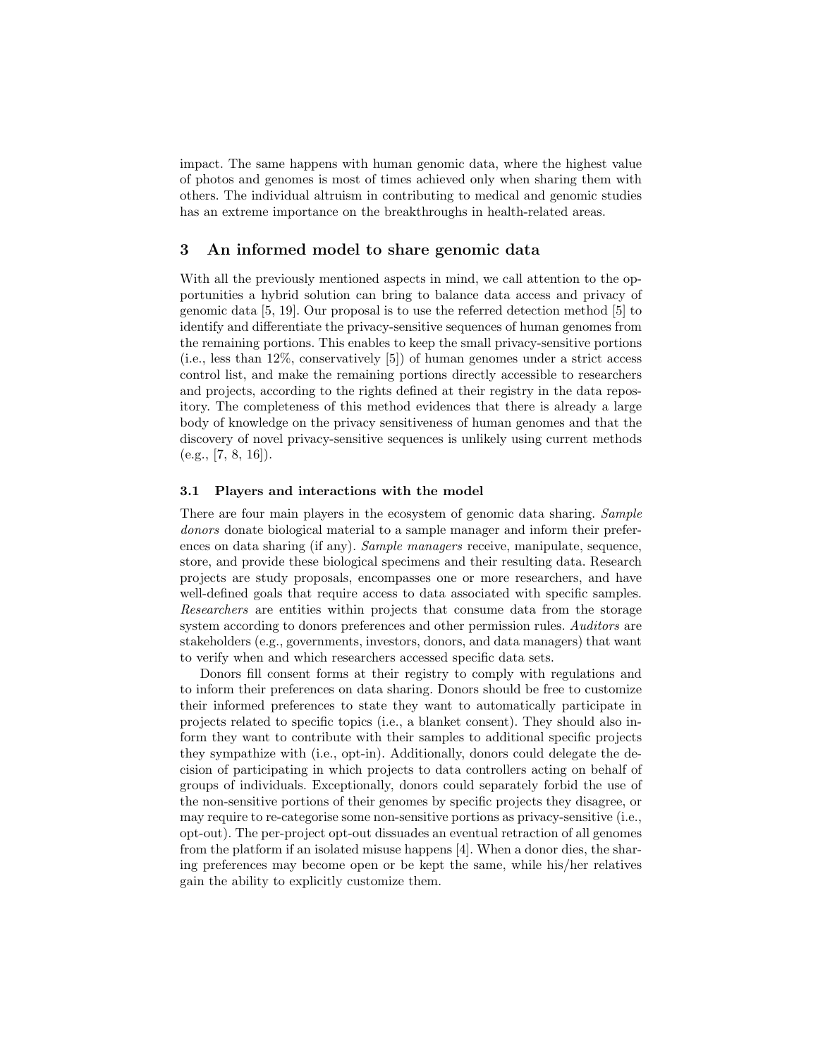impact. The same happens with human genomic data, where the highest value of photos and genomes is most of times achieved only when sharing them with others. The individual altruism in contributing to medical and genomic studies has an extreme importance on the breakthroughs in health-related areas.

## 3 An informed model to share genomic data

With all the previously mentioned aspects in mind, we call attention to the opportunities a hybrid solution can bring to balance data access and privacy of genomic data [5, 19]. Our proposal is to use the referred detection method [5] to identify and differentiate the privacy-sensitive sequences of human genomes from the remaining portions. This enables to keep the small privacy-sensitive portions (i.e., less than 12%, conservatively [5]) of human genomes under a strict access control list, and make the remaining portions directly accessible to researchers and projects, according to the rights defined at their registry in the data repository. The completeness of this method evidences that there is already a large body of knowledge on the privacy sensitiveness of human genomes and that the discovery of novel privacy-sensitive sequences is unlikely using current methods (e.g., [7, 8, 16]).

### 3.1 Players and interactions with the model

There are four main players in the ecosystem of genomic data sharing. *Sample donors* donate biological material to a sample manager and inform their preferences on data sharing (if any). *Sample managers* receive, manipulate, sequence, store, and provide these biological specimens and their resulting data. Research projects are study proposals, encompasses one or more researchers, and have well-defined goals that require access to data associated with specific samples. *Researchers* are entities within projects that consume data from the storage system according to donors preferences and other permission rules. *Auditors* are stakeholders (e.g., governments, investors, donors, and data managers) that want to verify when and which researchers accessed specific data sets.

Donors fill consent forms at their registry to comply with regulations and to inform their preferences on data sharing. Donors should be free to customize their informed preferences to state they want to automatically participate in projects related to specific topics (i.e., a blanket consent). They should also inform they want to contribute with their samples to additional specific projects they sympathize with (i.e., opt-in). Additionally, donors could delegate the decision of participating in which projects to data controllers acting on behalf of groups of individuals. Exceptionally, donors could separately forbid the use of the non-sensitive portions of their genomes by specific projects they disagree, or may require to re-categorise some non-sensitive portions as privacy-sensitive (i.e., opt-out). The per-project opt-out dissuades an eventual retraction of all genomes from the platform if an isolated misuse happens [4]. When a donor dies, the sharing preferences may become open or be kept the same, while his/her relatives gain the ability to explicitly customize them.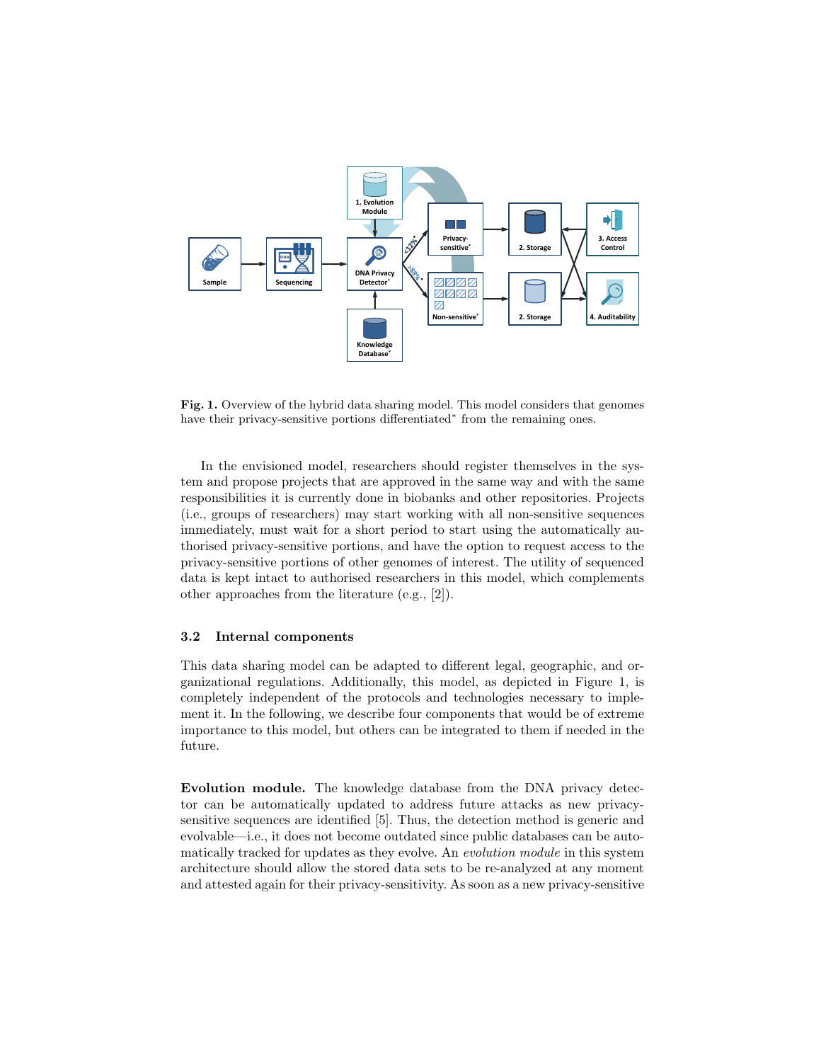Fig. 1. Overview of the hybrid data sharing model. This model considers that genomes have their privacy-sensitive portions differentiated* from the remaining ones.

In the envisioned model, researchers should register themselves in the system and propose projects that are approved in the same way and with the same responsibilities it is currently done in biobanks and other repositories. Projects (i.e., groups of researchers) may start working with all non-sensitive sequences immediately, must wait for a short period to start using the automatically authorised privacy-sensitive portions, and have the option to request access to the privacy-sensitive portions of other genomes of interest. The utility of sequenced data is kept intact to authorised researchers in this model, which complements other approaches from the literature (e.g., [2]).

### 3.2 Internal components

This data sharing model can be adapted to different legal, geographic, and organizational regulations. Additionally, this model, as depicted in Figure 1, is completely independent of the protocols and technologies necessary to implement it. In the following, we describe four components that would be of extreme importance to this model, but others can be integrated to them if needed in the future.

**Evolution module.** The knowledge database from the DNA privacy detector can be automatically updated to address future attacks as new privacy-sensitive sequences are identified [5]. Thus, the detection method is generic and evolvable—i.e., it does not become outdated since public databases can be automatically tracked for updates as they evolve. An *evolution module* in this system architecture should allow the stored data sets to be re-analyzed at any moment and attested again for their privacy-sensitivity. As soon as a new privacy-sensitive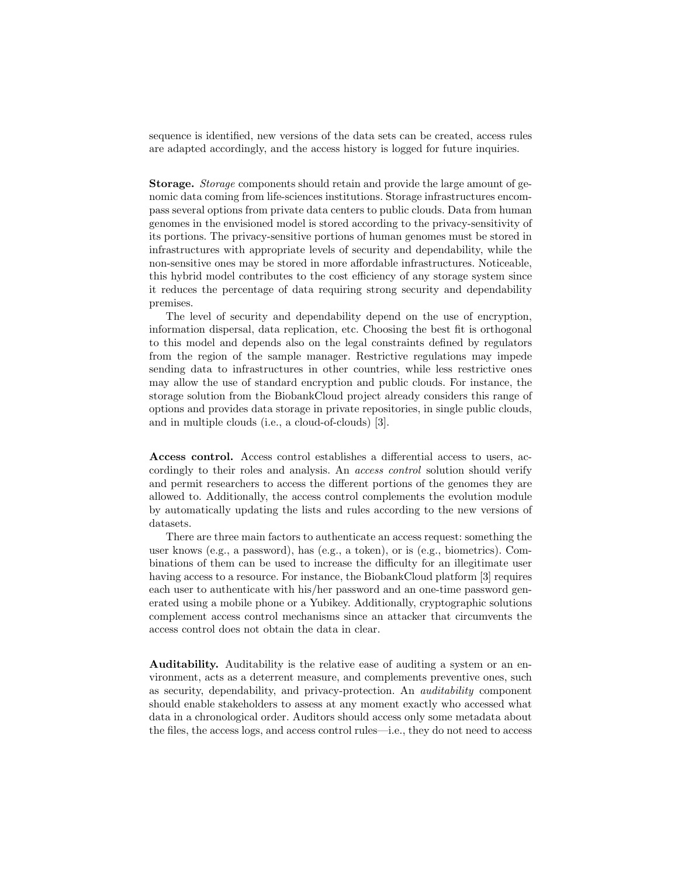sequence is identified, new versions of the data sets can be created, access rules are adapted accordingly, and the access history is logged for future inquiries.

**Storage.** *Storage* components should retain and provide the large amount of genomic data coming from life-sciences institutions. Storage infrastructures encompass several options from private data centers to public clouds. Data from human genomes in the envisioned model is stored according to the privacy-sensitivity of its portions. The privacy-sensitive portions of human genomes must be stored in infrastructures with appropriate levels of security and dependability, while the non-sensitive ones may be stored in more affordable infrastructures. Noticeable, this hybrid model contributes to the cost efficiency of any storage system since it reduces the percentage of data requiring strong security and dependability premises.

The level of security and dependability depend on the use of encryption, information dispersal, data replication, etc. Choosing the best fit is orthogonal to this model and depends also on the legal constraints defined by regulators from the region of the sample manager. Restrictive regulations may impede sending data to infrastructures in other countries, while less restrictive ones may allow the use of standard encryption and public clouds. For instance, the storage solution from the BiobankCloud project already considers this range of options and provides data storage in private repositories, in single public clouds, and in multiple clouds (i.e., a cloud-of-clouds) [3].

**Access control.** Access control establishes a differential access to users, accordingly to their roles and analysis. An *access control* solution should verify and permit researchers to access the different portions of the genomes they are allowed to. Additionally, the access control complements the evolution module by automatically updating the lists and rules according to the new versions of datasets.

There are three main factors to authenticate an access request: something the user knows (e.g., a password), has (e.g., a token), or is (e.g., biometrics). Combinations of them can be used to increase the difficulty for an illegitimate user having access to a resource. For instance, the BiobankCloud platform [3] requires each user to authenticate with his/her password and an one-time password generated using a mobile phone or a Yubikey. Additionally, cryptographic solutions complement access control mechanisms since an attacker that circumvents the access control does not obtain the data in clear.

**Auditability.** Auditability is the relative ease of auditing a system or an environment, acts as a deterrent measure, and complements preventive ones, such as security, dependability, and privacy-protection. An *auditability* component should enable stakeholders to assess at any moment exactly who accessed what data in a chronological order. Auditors should access only some metadata about the files, the access logs, and access control rules—i.e., they do not need to access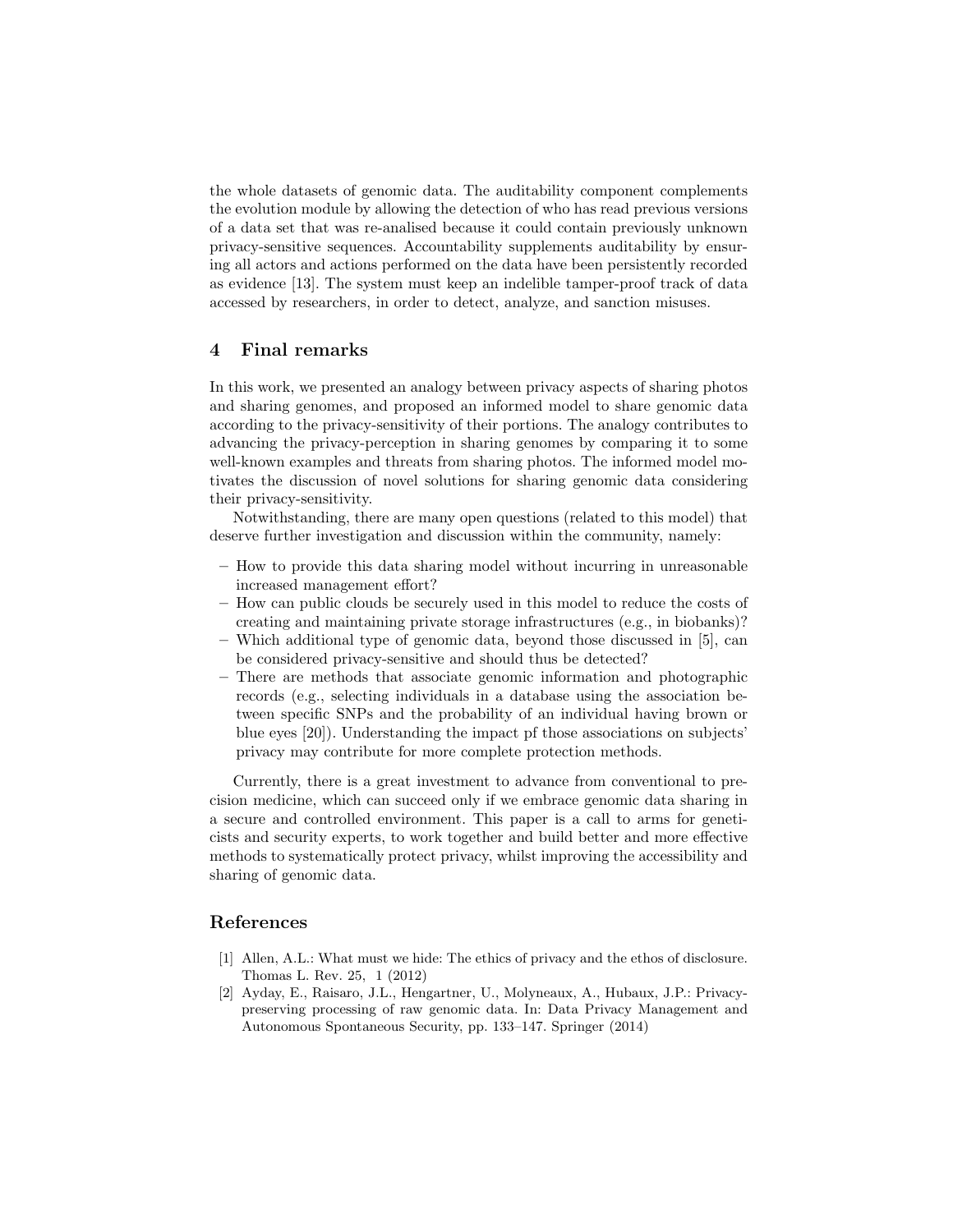the whole datasets of genomic data. The auditability component complements the evolution module by allowing the detection of who has read previous versions of a data set that was re-analised because it could contain previously unknown privacy-sensitive sequences. Accountability supplements auditability by ensuring all actors and actions performed on the data have been persistently recorded as evidence [13]. The system must keep an indelible tamper-proof track of data accessed by researchers, in order to detect, analyze, and sanction misuses.

## 4 Final remarks

In this work, we presented an analogy between privacy aspects of sharing photos and sharing genomes, and proposed an informed model to share genomic data according to the privacy-sensitivity of their portions. The analogy contributes to advancing the privacy-perception in sharing genomes by comparing it to some well-known examples and threats from sharing photos. The informed model motivates the discussion of novel solutions for sharing genomic data considering their privacy-sensitivity.

Notwithstanding, there are many open questions (related to this model) that deserve further investigation and discussion within the community, namely:

- How to provide this data sharing model without incurring in unreasonable increased management effort?
- How can public clouds be securely used in this model to reduce the costs of creating and maintaining private storage infrastructures (e.g., in biobanks)?
- Which additional type of genomic data, beyond those discussed in [5], can be considered privacy-sensitive and should thus be detected?
- There are methods that associate genomic information and photographic records (e.g., selecting individuals in a database using the association between specific SNPs and the probability of an individual having brown or blue eyes [20]). Understanding the impact pf those associations on subjects' privacy may contribute for more complete protection methods.

Currently, there is a great investment to advance from conventional to precision medicine, which can succeed only if we embrace genomic data sharing in a secure and controlled environment. This paper is a call to arms for geneticists and security experts, to work together and build better and more effective methods to systematically protect privacy, whilst improving the accessibility and sharing of genomic data.

## References

[1] Allen, A.L.: What must we hide: The ethics of privacy and the ethos of disclosure. Thomas L. Rev. 25, 1 (2012)

[2] Ayday, E., Raisaro, J.L., Hengartner, U., Molyneaux, A., Hubaux, J.P.: Privacy-preserving processing of raw genomic data. In: Data Privacy Management and Autonomous Spontaneous Security, pp. 133–147. Springer (2014)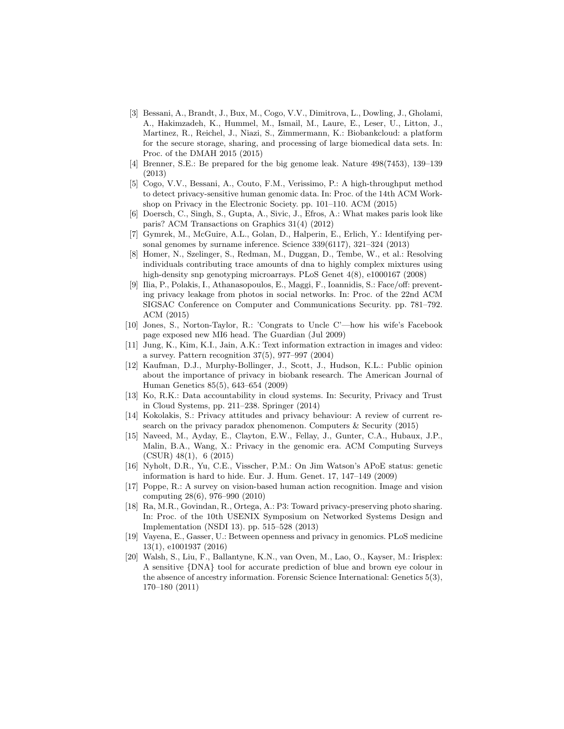[3] Bessani, A., Brandt, J., Bux, M., Cogo, V.V., Dimitrova, L., Dowling, J., Gholami, A., Hakimzadeh, K., Hummel, M., Ismail, M., Laure, E., Leser, U., Litton, J., Martinez, R., Reichel, J., Niazi, S., Zimmermann, K.: Biobankcloud: a platform for the secure storage, sharing, and processing of large biomedical data sets. In: Proc. of the DMAH 2015 (2015)

[4] Brenner, S.E.: Be prepared for the big genome leak. Nature 498(7453), 139–139 (2013)

[5] Cogo, V.V., Bessani, A., Couto, F.M., Verissimo, P.: A high-throughput method to detect privacy-sensitive human genomic data. In: Proc. of the 14th ACM Workshop on Privacy in the Electronic Society. pp. 101–110. ACM (2015)

[6] Doersch, C., Singh, S., Gupta, A., Sivic, J., Efros, A.: What makes paris look like paris? ACM Transactions on Graphics 31(4) (2012)

[7] Gymrek, M., McGuire, A.L., Golan, D., Halperin, E., Erlich, Y.: Identifying personal genomes by surname inference. Science 339(6117), 321–324 (2013)

[8] Homer, N., Szelinger, S., Redman, M., Duggan, D., Tembe, W., et al.: Resolving individuals contributing trace amounts of dna to highly complex mixtures using high-density snp genotyping microarrays. PLoS Genet 4(8), e1000167 (2008)

[9] Ilia, P., Polakis, I., Athanasopoulos, E., Maggi, F., Ioannidis, S.: Face/off: preventing privacy leakage from photos in social networks. In: Proc. of the 22nd ACM SIGSAC Conference on Computer and Communications Security. pp. 781–792. ACM (2015)

[10] Jones, S., Norton-Taylor, R.: 'Congrats to Uncle C'—how his wife's Facebook page exposed new MI6 head. The Guardian (Jul 2009)

[11] Jung, K., Kim, K.I., Jain, A.K.: Text information extraction in images and video: a survey. Pattern recognition 37(5), 977–997 (2004)

[12] Kaufman, D.J., Murphy-Bollinger, J., Scott, J., Hudson, K.L.: Public opinion about the importance of privacy in biobank research. The American Journal of Human Genetics 85(5), 643–654 (2009)

[13] Ko, R.K.: Data accountability in cloud systems. In: Security, Privacy and Trust in Cloud Systems, pp. 211–238. Springer (2014)

[14] Kokolakis, S.: Privacy attitudes and privacy behaviour: A review of current research on the privacy paradox phenomenon. Computers & Security (2015)

[15] Naveed, M., Ayday, E., Clayton, E.W., Fellay, J., Gunter, C.A., Hubaux, J.P., Malin, B.A., Wang, X.: Privacy in the genomic era. ACM Computing Surveys (CSUR) 48(1), 6 (2015)

[16] Nyholt, D.R., Yu, C.E., Visscher, P.M.: On Jim Watson's APoE status: genetic information is hard to hide. Eur. J. Hum. Genet. 17, 147–149 (2009)

[17] Poppe, R.: A survey on vision-based human action recognition. Image and vision computing 28(6), 976–990 (2010)

[18] Ra, M.R., Govindan, R., Ortega, A.: P3: Toward privacy-preserving photo sharing. In: Proc. of the 10th USENIX Symposium on Networked Systems Design and Implementation (NSDI 13). pp. 515–528 (2013)

[19] Vayena, E., Gasser, U.: Between openness and privacy in genomics. PLoS medicine 13(1), e1001937 (2016)

[20] Walsh, S., Liu, F., Ballantyne, K.N., van Oven, M., Lao, O., Kayser, M.: Irisplex: A sensitive {DNA} tool for accurate prediction of blue and brown eye colour in the absence of ancestry information. Forensic Science International: Genetics 5(3), 170–180 (2011)